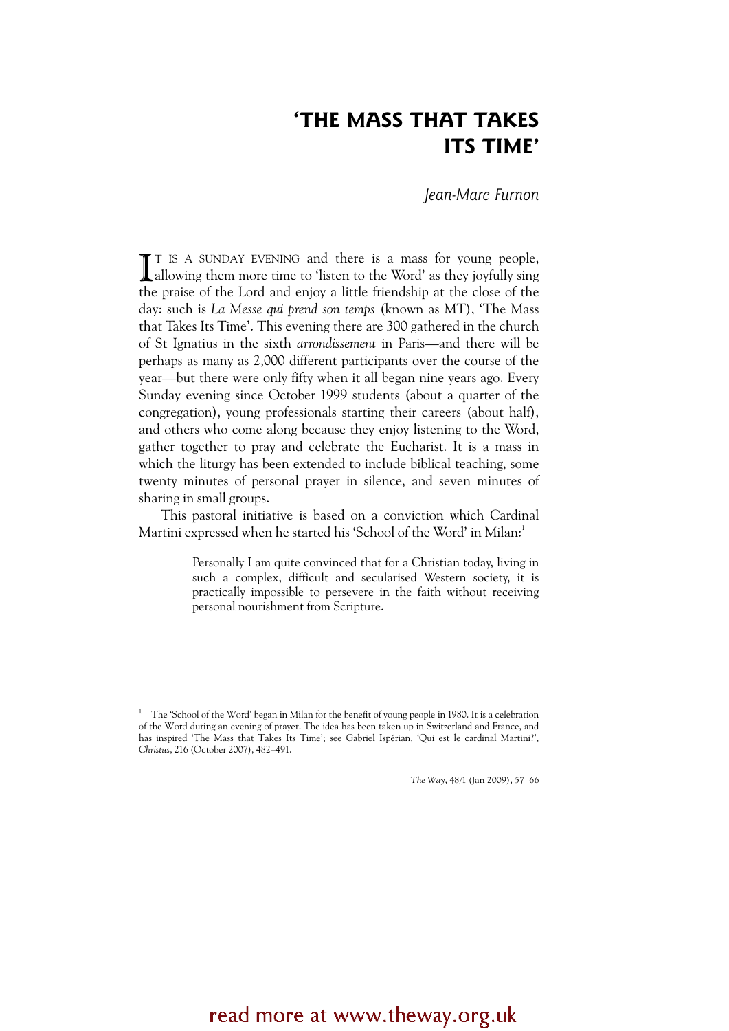# 'THE MASS THAT TAKES ITS TIME'

*Jean-Marc Furnon*

IT IS A SUNDAY EVENING and there is a mass for young people, allowing them more time to 'listen to the Word' as they joyfully sing the praise of the Lord and enjoy a little friendship at the close of the day: such is *La Messe qui prend son temps* (known as MT), 'The Mass that Takes Its Time'. This evening there are 300 gathered in the church of St Ignatius in the sixth *arrondissement* in Paris—and there will be perhaps as many as 2,000 different participants over the course of the year—but there were only fifty when it all began nine years ago. Every Sunday evening since October 1999 students (about a quarter of the congregation), young professionals starting their careers (about half), and others who come along because they enjoy listening to the Word, gather together to pray and celebrate the Eucharist. It is a mass in which the liturgy has been extended to include biblical teaching, some twenty minutes of personal prayer in silence, and seven minutes of sharing in small groups.

This pastoral initiative is based on a conviction which Cardinal Martini expressed when he started his 'School of the Word' in Milan:[1]

> Personally I am quite convinced that for a Christian today, living in such a complex, difficult and secularised Western society, it is practically impossible to persevere in the faith without receiving personal nourishment from Scripture.

[1] The 'School of the Word' began in Milan for the benefit of young people in 1980. It is a celebration of the Word during an evening of prayer. The idea has been taken up in Switzerland and France, and has inspired 'The Mass that Takes Its Time'; see Gabriel Ispérian, 'Qui est le cardinal Martini?', *Christus*, 216 (October 2007), 482–491.

*The Way*, 48/1 (Jan 2009), 57–66

read more at www.theway.org.uk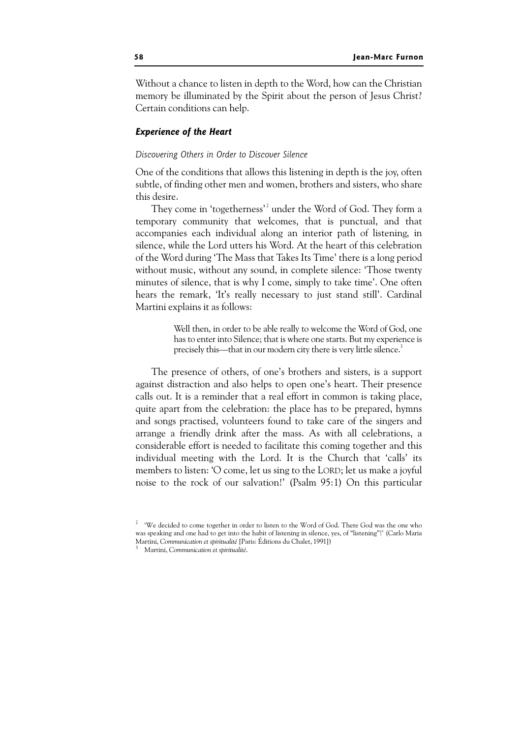Without a chance to listen in depth to the Word, how can the Christian memory be illuminated by the Spirit about the person of Jesus Christ? Certain conditions can help.

### *Experience of the Heart*

#### *Discovering Others in Order to Discover Silence*

One of the conditions that allows this listening in depth is the joy, often subtle, of finding other men and women, brothers and sisters, who share this desire.

They come in 'togetherness'[2] under the Word of God. They form a temporary community that welcomes, that is punctual, and that accompanies each individual along an interior path of listening, in silence, while the Lord utters his Word. At the heart of this celebration of the Word during 'The Mass that Takes Its Time' there is a long period without music, without any sound, in complete silence: 'Those twenty minutes of silence, that is why I come, simply to take time'. One often hears the remark, 'It's really necessary to just stand still'. Cardinal Martini explains it as follows:

> Well then, in order to be able really to welcome the Word of God, one has to enter into Silence; that is where one starts. But my experience is precisely this—that in our modern city there is very little silence.[3]

The presence of others, of one's brothers and sisters, is a support against distraction and also helps to open one's heart. Their presence calls out. It is a reminder that a real effort in common is taking place, quite apart from the celebration: the place has to be prepared, hymns and songs practised, volunteers found to take care of the singers and arrange a friendly drink after the mass. As with all celebrations, a considerable effort is needed to facilitate this coming together and this individual meeting with the Lord. It is the Church that 'calls' its members to listen: 'O come, let us sing to the LORD; let us make a joyful noise to the rock of our salvation!' (Psalm 95:1) On this particular

---

[2] 'We decided to come together in order to listen to the Word of God. There God was the one who was speaking and one had to get into the habit of listening in silence, yes, of "listening"!' (Carlo Maria Martini, *Communication et spiritualité* [Paris: Éditions du Chalet, 1991])

[3] Martini, *Communication et spiritualité*.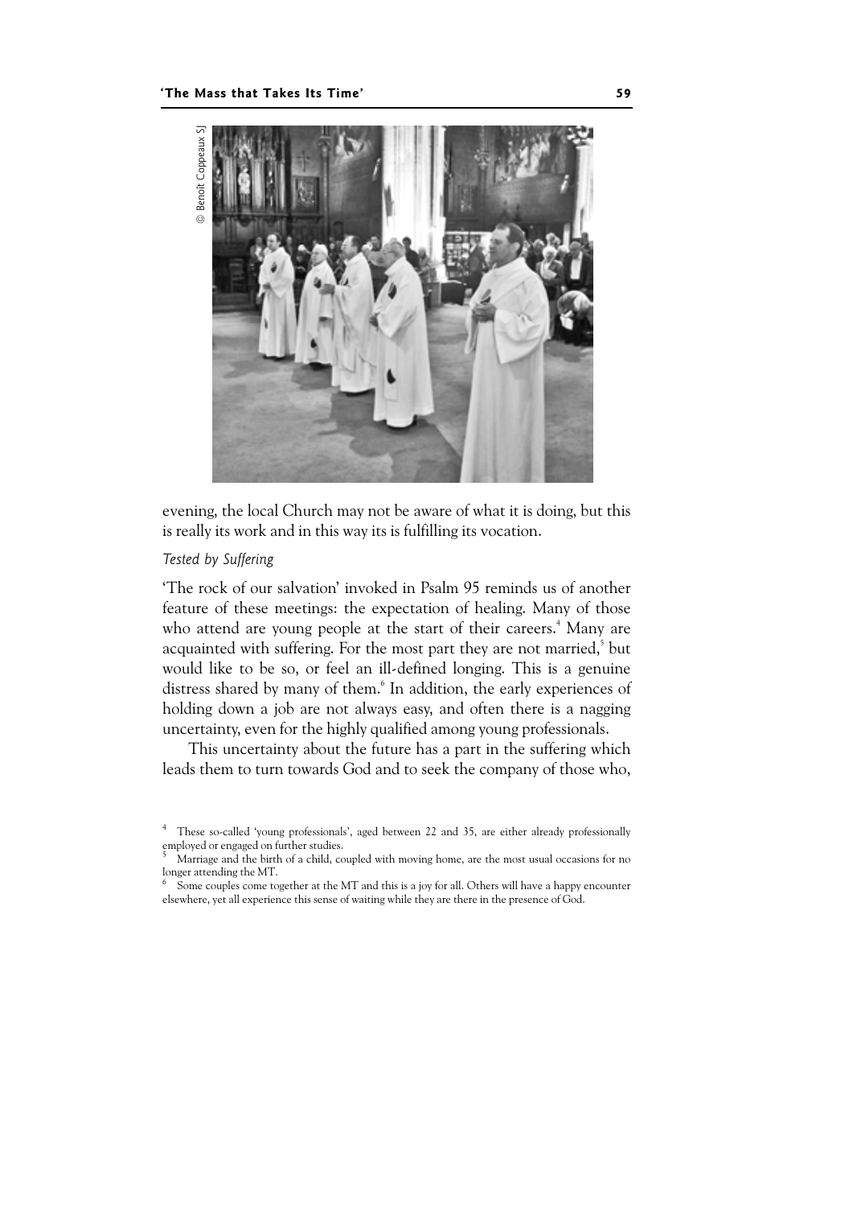© Benoît Coppeaux SJ

evening, the local Church may not be aware of what it is doing, but this is really its work and in this way its is fulfilling its vocation.

### *Tested by Suffering*

'The rock of our salvation' invoked in Psalm 95 reminds us of another feature of these meetings: the expectation of healing. Many of those who attend are young people at the start of their careers.[4] Many are acquainted with suffering. For the most part they are not married,[5] but would like to be so, or feel an ill-defined longing. This is a genuine distress shared by many of them.[6] In addition, the early experiences of holding down a job are not always easy, and often there is a nagging uncertainty, even for the highly qualified among young professionals.

This uncertainty about the future has a part in the suffering which leads them to turn towards God and to seek the company of those who,

---

[4] These so-called 'young professionals', aged between 22 and 35, are either already professionally employed or engaged on further studies.

[5] Marriage and the birth of a child, coupled with moving home, are the most usual occasions for no longer attending the MT.

[6] Some couples come together at the MT and this is a joy for all. Others will have a happy encounter elsewhere, yet all experience this sense of waiting while they are there in the presence of God.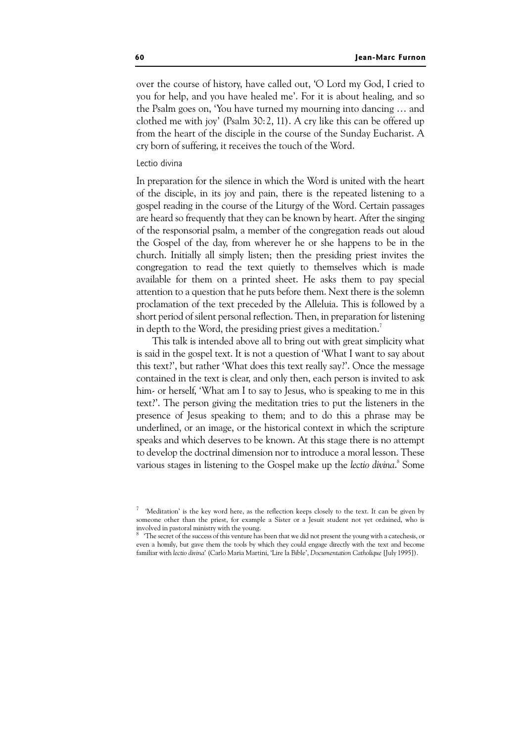over the course of history, have called out, 'O Lord my God, I cried to you for help, and you have healed me'. For it is about healing, and so the Psalm goes on, 'You have turned my mourning into dancing … and clothed me with joy' (Psalm 30:2, 11). A cry like this can be offered up from the heart of the disciple in the course of the Sunday Eucharist. A cry born of suffering, it receives the touch of the Word.

### Lectio divina

In preparation for the silence in which the Word is united with the heart of the disciple, in its joy and pain, there is the repeated listening to a gospel reading in the course of the Liturgy of the Word. Certain passages are heard so frequently that they can be known by heart. After the singing of the responsorial psalm, a member of the congregation reads out aloud the Gospel of the day, from wherever he or she happens to be in the church. Initially all simply listen; then the presiding priest invites the congregation to read the text quietly to themselves which is made available for them on a printed sheet. He asks them to pay special attention to a question that he puts before them. Next there is the solemn proclamation of the text preceded by the Alleluia. This is followed by a short period of silent personal reflection. Then, in preparation for listening in depth to the Word, the presiding priest gives a meditation.[7]

This talk is intended above all to bring out with great simplicity what is said in the gospel text. It is not a question of 'What I want to say about this text?', but rather 'What does this text really say?'. Once the message contained in the text is clear, and only then, each person is invited to ask him- or herself, 'What am I to say to Jesus, who is speaking to me in this text?'. The person giving the meditation tries to put the listeners in the presence of Jesus speaking to them; and to do this a phrase may be underlined, or an image, or the historical context in which the scripture speaks and which deserves to be known. At this stage there is no attempt to develop the doctrinal dimension nor to introduce a moral lesson. These various stages in listening to the Gospel make up the *lectio divina*.[8] Some

[7] 'Meditation' is the key word here, as the reflection keeps closely to the text. It can be given by someone other than the priest, for example a Sister or a Jesuit student not yet ordained, who is involved in pastoral ministry with the young.

[8] 'The secret of the success of this venture has been that we did not present the young with a catechesis, or even a homily, but gave them the tools by which they could engage directly with the text and become familiar with *lectio divina*' (Carlo Maria Martini, 'Lire la Bible', *Documentation Catholique* [July 1995]).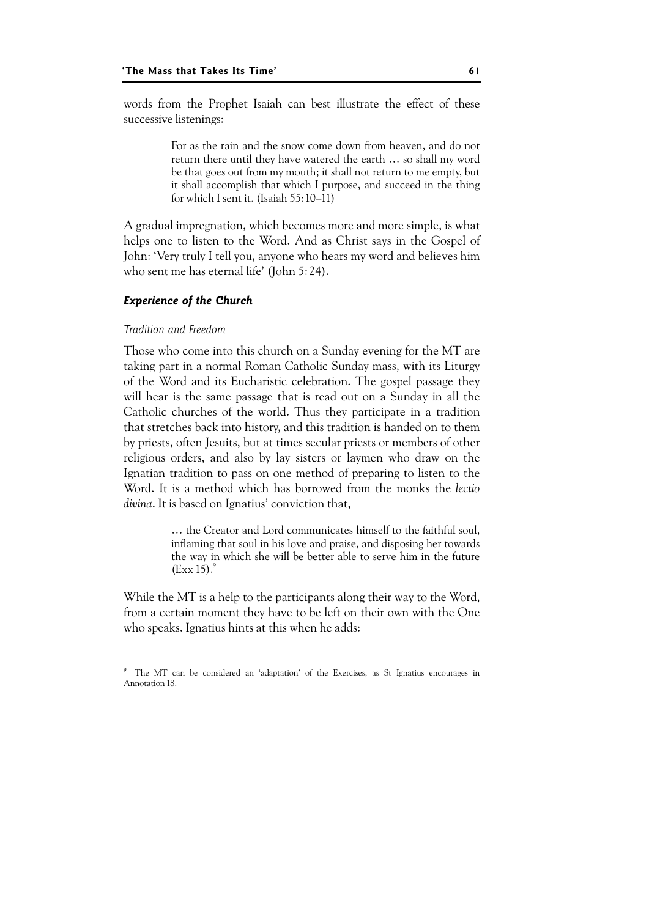words from the Prophet Isaiah can best illustrate the effect of these successive listenings:

> For as the rain and the snow come down from heaven, and do not return there until they have watered the earth … so shall my word be that goes out from my mouth; it shall not return to me empty, but it shall accomplish that which I purpose, and succeed in the thing for which I sent it. (Isaiah 55:10–11)

A gradual impregnation, which becomes more and more simple, is what helps one to listen to the Word. And as Christ says in the Gospel of John: 'Very truly I tell you, anyone who hears my word and believes him who sent me has eternal life' (John 5:24).

### *Experience of the Church*

#### *Tradition and Freedom*

Those who come into this church on a Sunday evening for the MT are taking part in a normal Roman Catholic Sunday mass, with its Liturgy of the Word and its Eucharistic celebration. The gospel passage they will hear is the same passage that is read out on a Sunday in all the Catholic churches of the world. Thus they participate in a tradition that stretches back into history, and this tradition is handed on to them by priests, often Jesuits, but at times secular priests or members of other religious orders, and also by lay sisters or laymen who draw on the Ignatian tradition to pass on one method of preparing to listen to the Word. It is a method which has borrowed from the monks the *lectio divina*. It is based on Ignatius' conviction that,

> … the Creator and Lord communicates himself to the faithful soul, inflaming that soul in his love and praise, and disposing her towards the way in which she will be better able to serve him in the future (Exx 15).[9]

While the MT is a help to the participants along their way to the Word, from a certain moment they have to be left on their own with the One who speaks. Ignatius hints at this when he adds:

[9] The MT can be considered an 'adaptation' of the Exercises, as St Ignatius encourages in Annotation 18.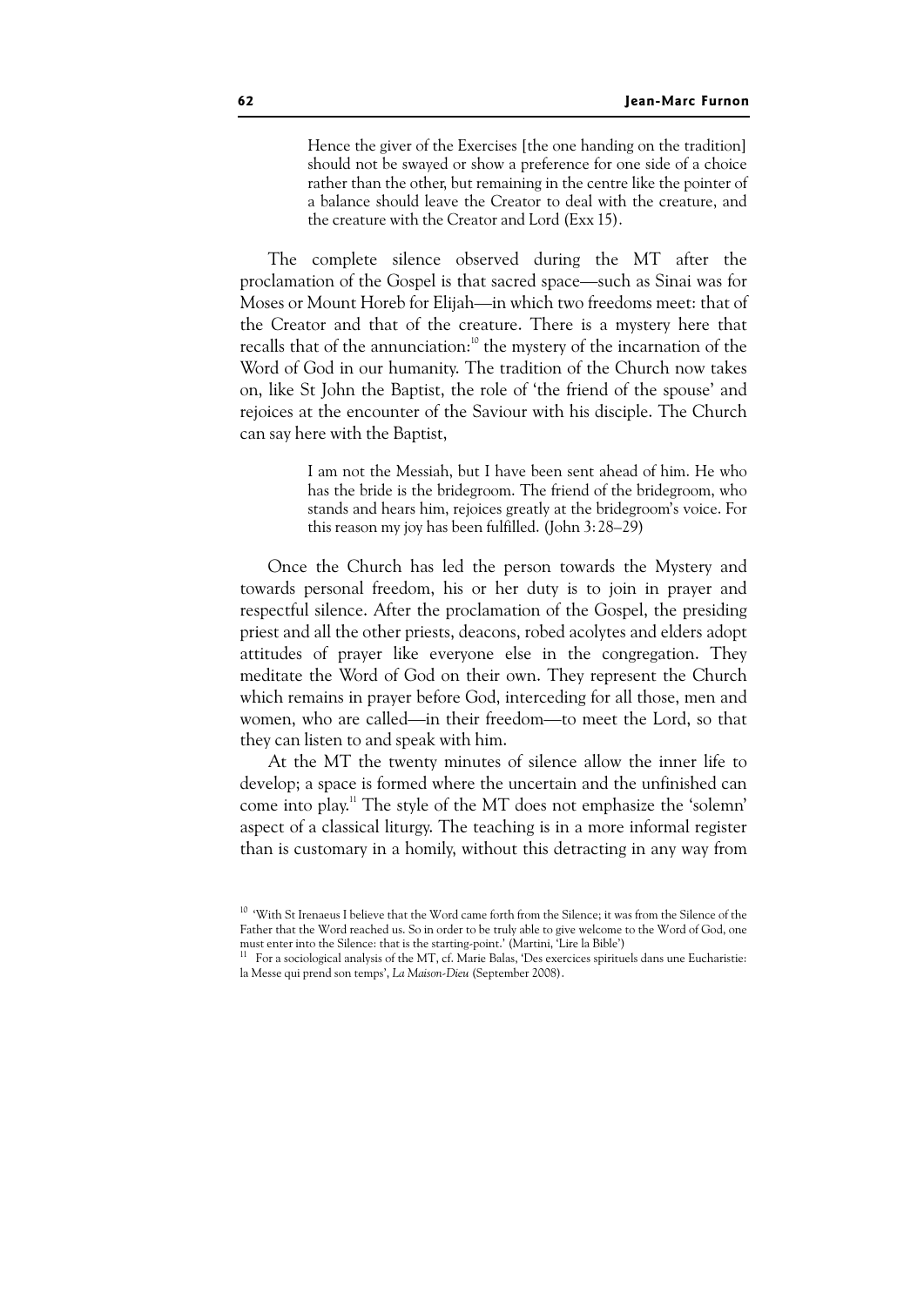> Hence the giver of the Exercises [the one handing on the tradition] should not be swayed or show a preference for one side of a choice rather than the other, but remaining in the centre like the pointer of a balance should leave the Creator to deal with the creature, and the creature with the Creator and Lord (Exx 15).

The complete silence observed during the MT after the proclamation of the Gospel is that sacred space—such as Sinai was for Moses or Mount Horeb for Elijah—in which two freedoms meet: that of the Creator and that of the creature. There is a mystery here that recalls that of the annunciation:[10] the mystery of the incarnation of the Word of God in our humanity. The tradition of the Church now takes on, like St John the Baptist, the role of 'the friend of the spouse' and rejoices at the encounter of the Saviour with his disciple. The Church can say here with the Baptist,

> I am not the Messiah, but I have been sent ahead of him. He who has the bride is the bridegroom. The friend of the bridegroom, who stands and hears him, rejoices greatly at the bridegroom's voice. For this reason my joy has been fulfilled. (John 3:28–29)

Once the Church has led the person towards the Mystery and towards personal freedom, his or her duty is to join in prayer and respectful silence. After the proclamation of the Gospel, the presiding priest and all the other priests, deacons, robed acolytes and elders adopt attitudes of prayer like everyone else in the congregation. They meditate the Word of God on their own. They represent the Church which remains in prayer before God, interceding for all those, men and women, who are called—in their freedom—to meet the Lord, so that they can listen to and speak with him.

At the MT the twenty minutes of silence allow the inner life to develop; a space is formed where the uncertain and the unfinished can come into play.[11] The style of the MT does not emphasize the 'solemn' aspect of a classical liturgy. The teaching is in a more informal register than is customary in a homily, without this detracting in any way from

[10] 'With St Irenaeus I believe that the Word came forth from the Silence; it was from the Silence of the Father that the Word reached us. So in order to be truly able to give welcome to the Word of God, one must enter into the Silence: that is the starting-point.' (Martini, 'Lire la Bible')

[11] For a sociological analysis of the MT, cf. Marie Balas, 'Des exercices spirituels dans une Eucharistie: la Messe qui prend son temps', *La Maison-Dieu* (September 2008).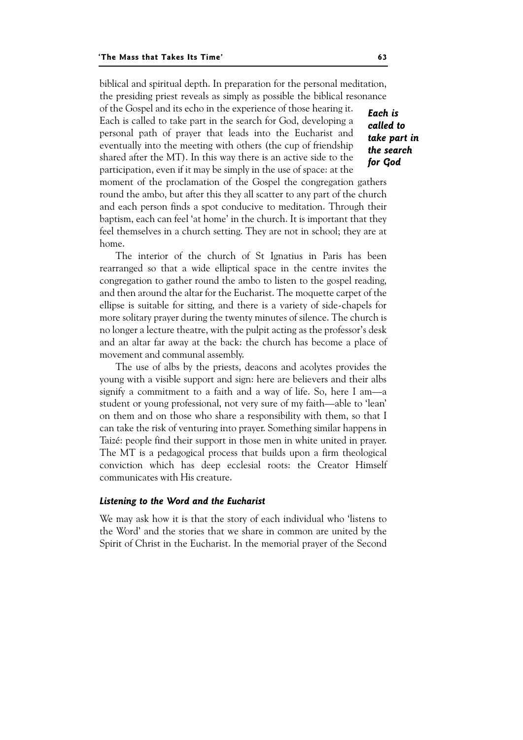biblical and spiritual depth. In preparation for the personal meditation, the presiding priest reveals as simply as possible the biblical resonance of the Gospel and its echo in the experience of those hearing it. Each is called to take part in the search for God, developing a personal path of prayer that leads into the Eucharist and eventually into the meeting with others (the cup of friendship shared after the MT). In this way there is an active side to the participation, even if it may be simply in the use of space: at the moment of the proclamation of the Gospel the congregation gathers round the ambo, but after this they all scatter to any part of the church and each person finds a spot conducive to meditation. Through their baptism, each can feel 'at home' in the church. It is important that they feel themselves in a church setting. They are not in school; they are at home.

***Each is called to take part in the search for God***

The interior of the church of St Ignatius in Paris has been rearranged so that a wide elliptical space in the centre invites the congregation to gather round the ambo to listen to the gospel reading, and then around the altar for the Eucharist. The moquette carpet of the ellipse is suitable for sitting, and there is a variety of side-chapels for more solitary prayer during the twenty minutes of silence. The church is no longer a lecture theatre, with the pulpit acting as the professor's desk and an altar far away at the back: the church has become a place of movement and communal assembly.

The use of albs by the priests, deacons and acolytes provides the young with a visible support and sign: here are believers and their albs signify a commitment to a faith and a way of life. So, here I am—a student or young professional, not very sure of my faith—able to 'lean' on them and on those who share a responsibility with them, so that I can take the risk of venturing into prayer. Something similar happens in Taizé: people find their support in those men in white united in prayer. The MT is a pedagogical process that builds upon a firm theological conviction which has deep ecclesial roots: the Creator Himself communicates with His creature.

### *Listening to the Word and the Eucharist*

We may ask how it is that the story of each individual who 'listens to the Word' and the stories that we share in common are united by the Spirit of Christ in the Eucharist. In the memorial prayer of the Second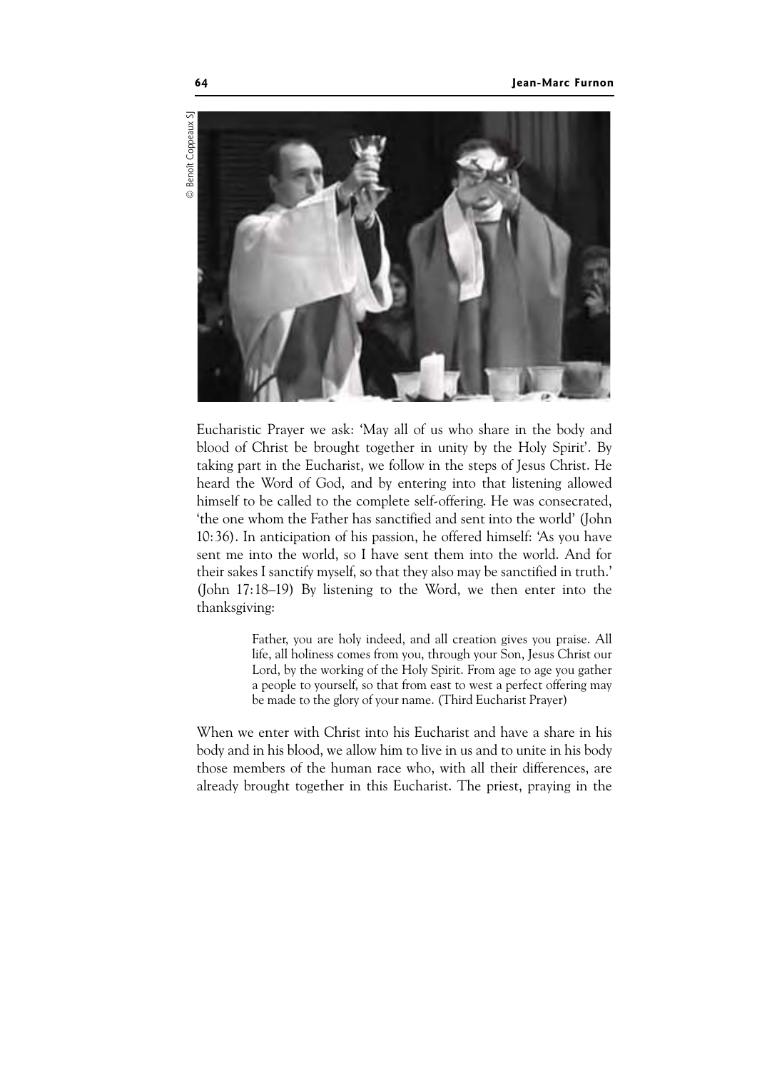© Benoît Coppeaux SJ

Eucharistic Prayer we ask: 'May all of us who share in the body and blood of Christ be brought together in unity by the Holy Spirit'. By taking part in the Eucharist, we follow in the steps of Jesus Christ. He heard the Word of God, and by entering into that listening allowed himself to be called to the complete self-offering. He was consecrated, 'the one whom the Father has sanctified and sent into the world' (John 10:36). In anticipation of his passion, he offered himself: 'As you have sent me into the world, so I have sent them into the world. And for their sakes I sanctify myself, so that they also may be sanctified in truth.' (John 17:18–19) By listening to the Word, we then enter into the thanksgiving:

> Father, you are holy indeed, and all creation gives you praise. All life, all holiness comes from you, through your Son, Jesus Christ our Lord, by the working of the Holy Spirit. From age to age you gather a people to yourself, so that from east to west a perfect offering may be made to the glory of your name. (Third Eucharist Prayer)

When we enter with Christ into his Eucharist and have a share in his body and in his blood, we allow him to live in us and to unite in his body those members of the human race who, with all their differences, are already brought together in this Eucharist. The priest, praying in the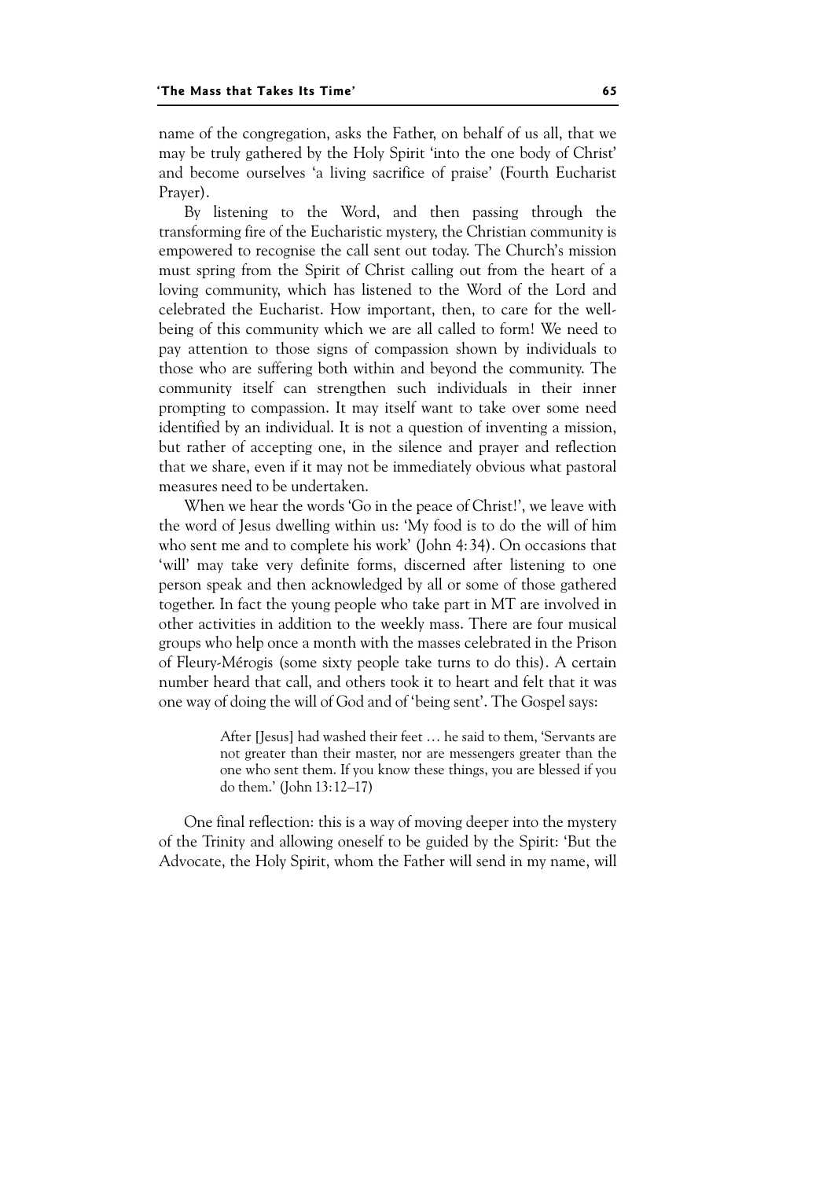name of the congregation, asks the Father, on behalf of us all, that we may be truly gathered by the Holy Spirit 'into the one body of Christ' and become ourselves 'a living sacrifice of praise' (Fourth Eucharist Prayer).

By listening to the Word, and then passing through the transforming fire of the Eucharistic mystery, the Christian community is empowered to recognise the call sent out today. The Church's mission must spring from the Spirit of Christ calling out from the heart of a loving community, which has listened to the Word of the Lord and celebrated the Eucharist. How important, then, to care for the well-being of this community which we are all called to form! We need to pay attention to those signs of compassion shown by individuals to those who are suffering both within and beyond the community. The community itself can strengthen such individuals in their inner prompting to compassion. It may itself want to take over some need identified by an individual. It is not a question of inventing a mission, but rather of accepting one, in the silence and prayer and reflection that we share, even if it may not be immediately obvious what pastoral measures need to be undertaken.

When we hear the words 'Go in the peace of Christ!', we leave with the word of Jesus dwelling within us: 'My food is to do the will of him who sent me and to complete his work' (John 4:34). On occasions that 'will' may take very definite forms, discerned after listening to one person speak and then acknowledged by all or some of those gathered together. In fact the young people who take part in MT are involved in other activities in addition to the weekly mass. There are four musical groups who help once a month with the masses celebrated in the Prison of Fleury-Mérogis (some sixty people take turns to do this). A certain number heard that call, and others took it to heart and felt that it was one way of doing the will of God and of 'being sent'. The Gospel says:

> After [Jesus] had washed their feet … he said to them, 'Servants are not greater than their master, nor are messengers greater than the one who sent them. If you know these things, you are blessed if you do them.' (John 13:12–17)

One final reflection: this is a way of moving deeper into the mystery of the Trinity and allowing oneself to be guided by the Spirit: 'But the Advocate, the Holy Spirit, whom the Father will send in my name, will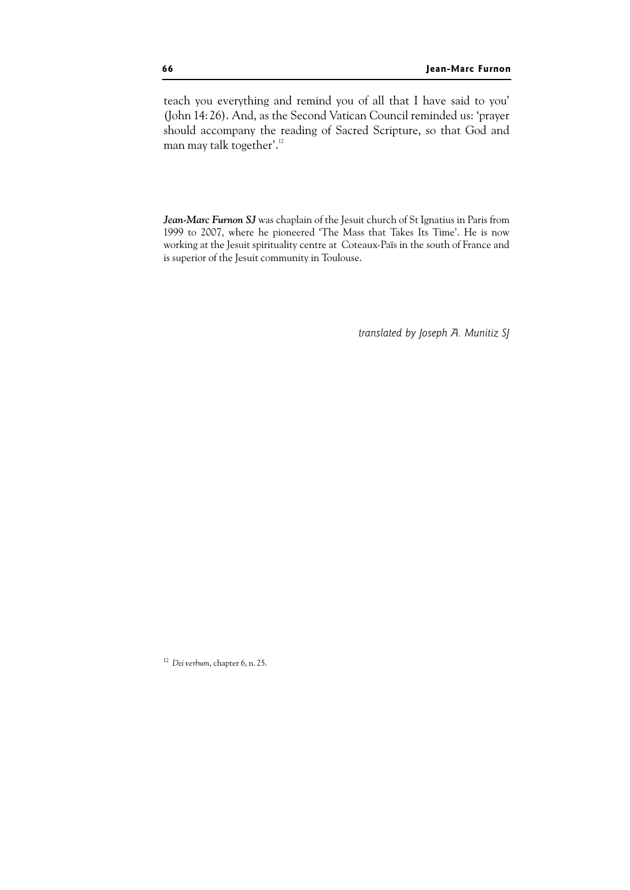teach you everything and remind you of all that I have said to you' (John 14: 26). And, as the Second Vatican Council reminded us: 'prayer should accompany the reading of Sacred Scripture, so that God and man may talk together'.[12]

***Jean-Marc Furnon SJ*** was chaplain of the Jesuit church of St Ignatius in Paris from 1999 to 2007, where he pioneered 'The Mass that Takes Its Time'. He is now working at the Jesuit spirituality centre at Coteaux-Païs in the south of France and is superior of the Jesuit community in Toulouse.

*translated by Joseph A. Munitiz SJ*

[12] *Dei verbum*, chapter 6, n. 25.